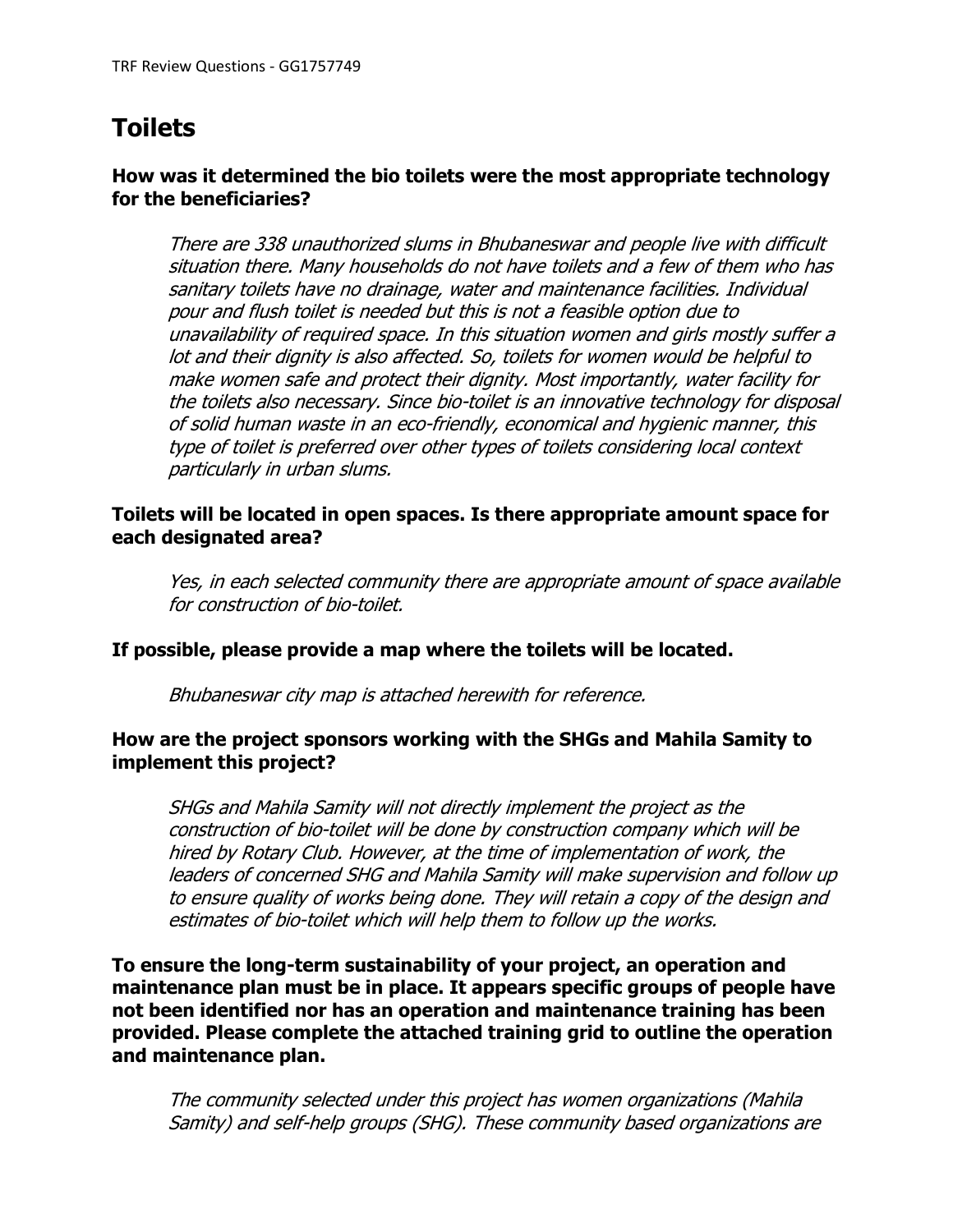# Toilets

### How was it determined the bio toilets were the most appropriate technology for the beneficiaries?

*There are 338 unauthorized slums in Bhubaneswar and people live with difficult situation there. Many households do not have toilets and a few of them who has sanitary toilets have no drainage, water and maintenance facilities. Individual pour and flush toilet is needed but this is not a feasible option due to unavailability of required space. In this situation women and girls mostly suffer a lot and their dignity is also affected. So, toilets for women would be helpful to make women safe and protect their dignity. Most importantly, water facility for the toilets also necessary. Since bio-toilet is an innovative technology for disposal of solid human waste in an eco-friendly, economical and hygienic manner, this type of toilet is preferred over other types of toilets considering local context particularly in urban slums.*

### Toilets will be located in open spaces. Is there appropriate amount space for each designated area?

*Yes, in each selected community there are appropriate amount of space available for construction of bio-toilet.*

### If possible, please provide a map where the toilets will be located.

*Bhubaneswar city map is attached herewith for reference.*

### How are the project sponsors working with the SHGs and Mahila Samity to implement this project?

*SHGs and Mahila Samity will not directly implement the project as the construction of bio-toilet will be done by construction company which will be hired by Rotary Club. However, at the time of implementation of work, the leaders of concerned SHG and Mahila Samity will make supervision and follow up to ensure quality of works being done. They will retain a copy of the design and estimates of bio-toilet which will help them to follow up the works.*

### To ensure the long-term sustainability of your project, an operation and maintenance plan must be in place. It appears specific groups of people have not been identified nor has an operation and maintenance training has been provided. Please complete the attached training grid to outline the operation and maintenance plan.

*The community selected under this project has women organizations (Mahila Samity) and self-help groups (SHG). These community based organizations are*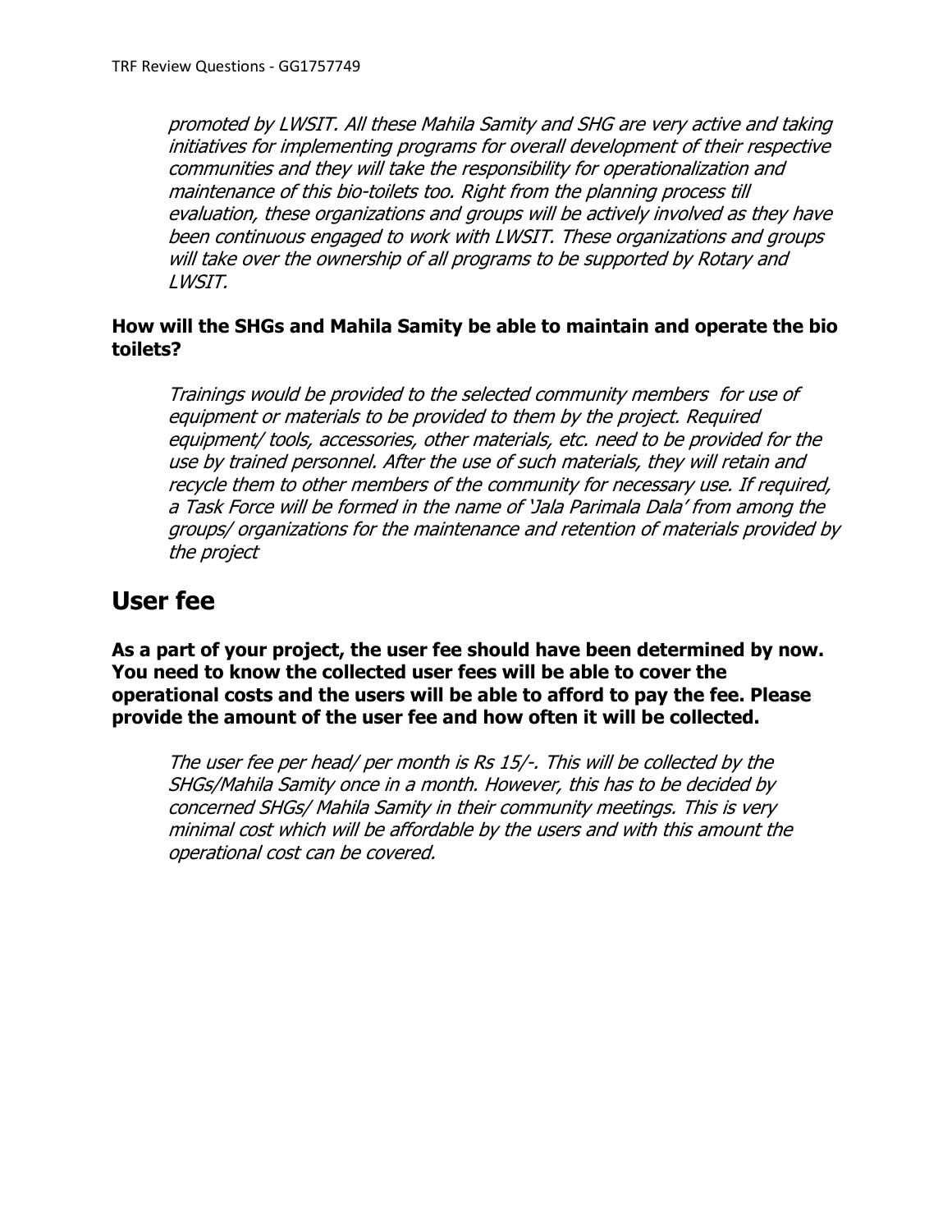*promoted by LWSIT. All these Mahila Samity and SHG are very active and taking initiatives for implementing programs for overall development of their respective communities and they will take the responsibility for operationalization and maintenance of this bio-toilets too. Right from the planning process till evaluation, these organizations and groups will be actively involved as they have been continuous engaged to work with LWSIT. These organizations and groups will take over the ownership of all programs to be supported by Rotary and LWSIT.*

**How will the SHGs and Mahila Samity be able to maintain and operate the bio toilets?**

*Trainings would be provided to the selected community members for use of equipment or materials to be provided to them by the project. Required equipment/ tools, accessories, other materials, etc. need to be provided for the use by trained personnel. After the use of such materials, they will retain and recycle them to other members of the community for necessary use. If required, a Task Force will be formed in the name of 'Jala Parimala Dala' from among the groups/ organizations for the maintenance and retention of materials provided by the project*

## User fee

**As a part of your project, the user fee should have been determined by now. You need to know the collected user fees will be able to cover the operational costs and the users will be able to afford to pay the fee. Please provide the amount of the user fee and how often it will be collected.**

*The user fee per head/ per month is Rs 15/-. This will be collected by the SHGs/Mahila Samity once in a month. However, this has to be decided by concerned SHGs/ Mahila Samity in their community meetings. This is very minimal cost which will be affordable by the users and with this amount the operational cost can be covered.*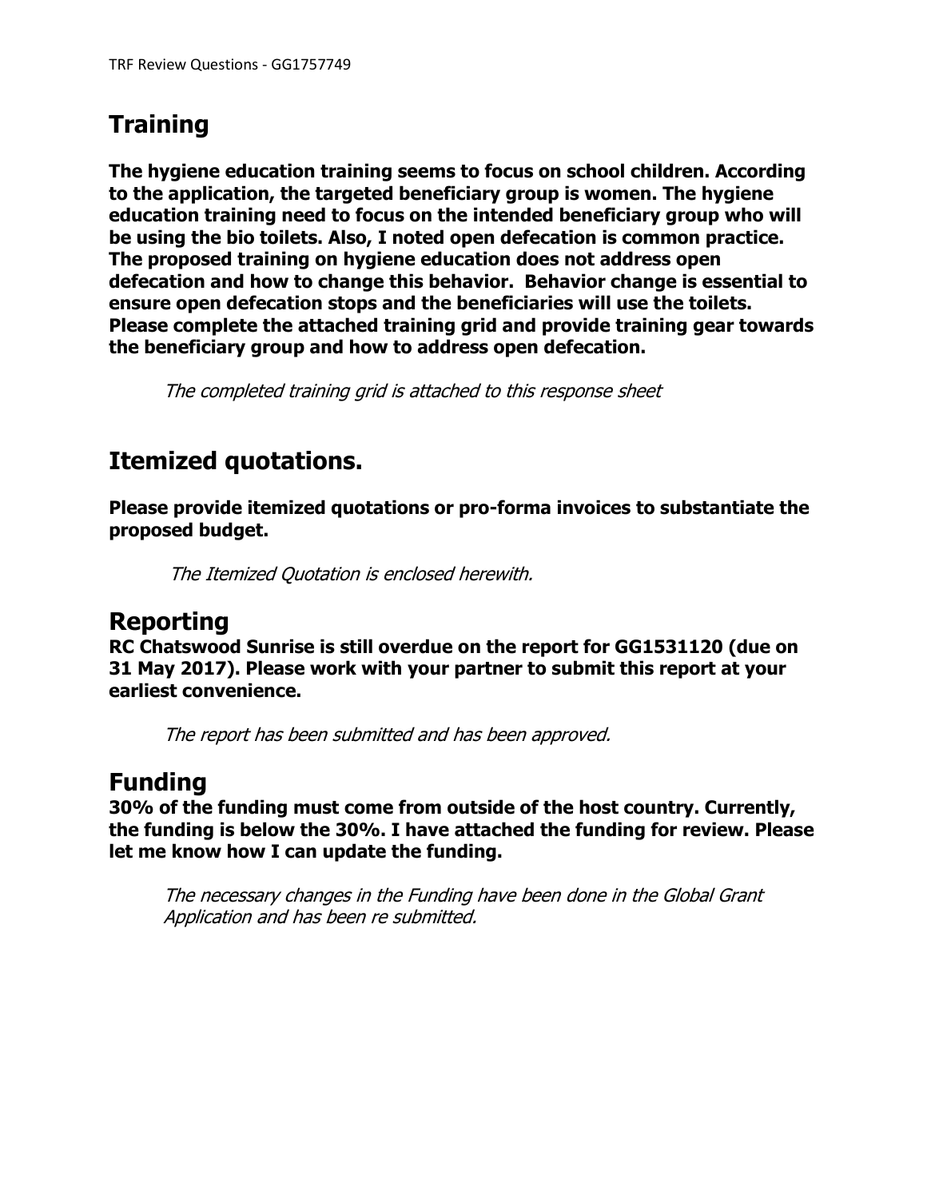## Training

**The hygiene education training seems to focus on school children. According to the application, the targeted beneficiary group is women. The hygiene education training need to focus on the intended beneficiary group who will be using the bio toilets. Also, I noted open defecation is common practice. The proposed training on hygiene education does not address open defecation and how to change this behavior. Behavior change is essential to ensure open defecation stops and the beneficiaries will use the toilets. Please complete the attached training grid and provide training gear towards the beneficiary group and how to address open defecation.**

*The completed training grid is attached to this response sheet*

## Itemized quotations.

**Please provide itemized quotations or pro-forma invoices to substantiate the proposed budget.**

*The Itemized Quotation is enclosed herewith.*

## Reporting

**RC Chatswood Sunrise is still overdue on the report for GG1531120 (due on 31 May 2017). Please work with your partner to submit this report at your earliest convenience.**

*The report has been submitted and has been approved.*

## Funding

**30% of the funding must come from outside of the host country. Currently, the funding is below the 30%. I have attached the funding for review. Please let me know how I can update the funding.**

*The necessary changes in the Funding have been done in the Global Grant Application and has been re submitted.*